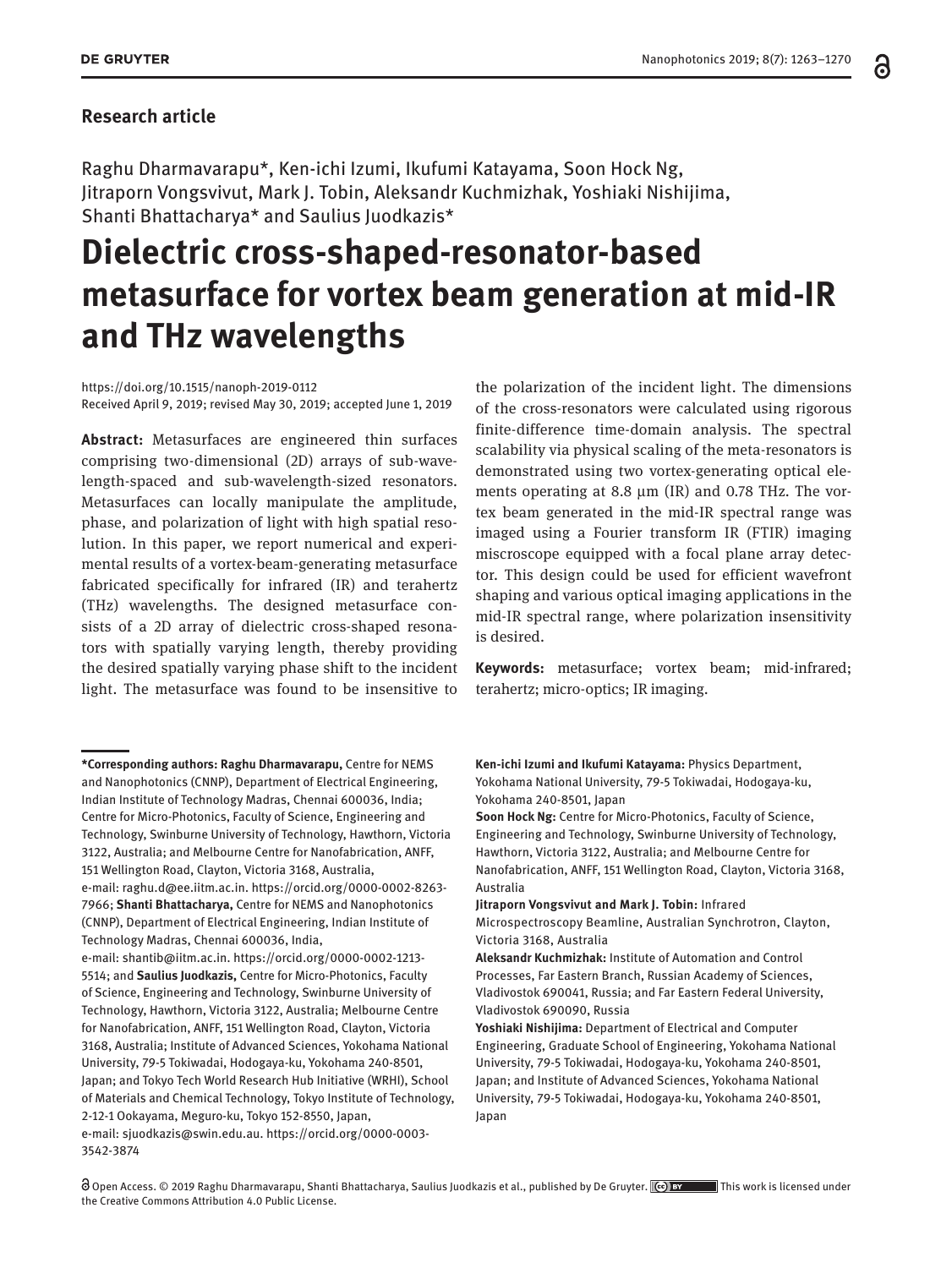**Research article**

Raghu Dharmavarapu*, Ken-ichi Izumi, Ikufumi Katayama, Soon Hock Ng, Jitraporn Vongsvivut, Mark J. Tobin, Aleksandr Kuchmizhak, Yoshiaki Nishijima, Shanti Bhattacharya* and Saulius Juodkazis*

# Dielectric cross-shaped-resonator-based metasurface for vortex beam generation at mid-IR and THz wavelengths

https://doi.org/10.1515/nanoph-2019-0112
Received April 9, 2019; revised May 30, 2019; accepted June 1, 2019

**Abstract:** Metasurfaces are engineered thin surfaces comprising two-dimensional (2D) arrays of sub-wavelength-spaced and sub-wavelength-sized resonators. Metasurfaces can locally manipulate the amplitude, phase, and polarization of light with high spatial resolution. In this paper, we report numerical and experimental results of a vortex-beam-generating metasurface fabricated specifically for infrared (IR) and terahertz (THz) wavelengths. The designed metasurface consists of a 2D array of dielectric cross-shaped resonators with spatially varying length, thereby providing the desired spatially varying phase shift to the incident light. The metasurface was found to be insensitive to the polarization of the incident light. The dimensions of the cross-resonators were calculated using rigorous finite-difference time-domain analysis. The spectral scalability via physical scaling of the meta-resonators is demonstrated using two vortex-generating optical elements operating at 8.8 μm (IR) and 0.78 THz. The vortex beam generated in the mid-IR spectral range was imaged using a Fourier transform IR (FTIR) imaging miscroscope equipped with a focal plane array detector. This design could be used for efficient wavefront shaping and various optical imaging applications in the mid-IR spectral range, where polarization insensitivity is desired.

**Keywords:** metasurface; vortex beam; mid-infrared; terahertz; micro-optics; IR imaging.

---

**\*Corresponding authors: Raghu Dharmavarapu,** Centre for NEMS and Nanophotonics (CNNP), Department of Electrical Engineering, Indian Institute of Technology Madras, Chennai 600036, India; Centre for Micro-Photonics, Faculty of Science, Engineering and Technology, Swinburne University of Technology, Hawthorn, Victoria 3122, Australia; and Melbourne Centre for Nanofabrication, ANFF, 151 Wellington Road, Clayton, Victoria 3168, Australia, e-mail: raghu.d@ee.iitm.ac.in. https://orcid.org/0000-0002-8263-7966; **Shanti Bhattacharya,** Centre for NEMS and Nanophotonics (CNNP), Department of Electrical Engineering, Indian Institute of Technology Madras, Chennai 600036, India, e-mail: shantib@iitm.ac.in. https://orcid.org/0000-0002-1213-5514; and **Saulius Juodkazis,** Centre for Micro-Photonics, Faculty of Science, Engineering and Technology, Swinburne University of Technology, Hawthorn, Victoria 3122, Australia; Melbourne Centre for Nanofabrication, ANFF, 151 Wellington Road, Clayton, Victoria 3168, Australia; Institute of Advanced Sciences, Yokohama National University, 79-5 Tokiwadai, Hodogaya-ku, Yokohama 240-8501, Japan; and Tokyo Tech World Research Hub Initiative (WRHI), School of Materials and Chemical Technology, Tokyo Institute of Technology, 2-12-1 Ookayama, Meguro-ku, Tokyo 152-8550, Japan, e-mail: sjuodkazis@swin.edu.au. https://orcid.org/0000-0003-3542-3874

**Ken-ichi Izumi and Ikufumi Katayama:** Physics Department, Yokohama National University, 79-5 Tokiwadai, Hodogaya-ku, Yokohama 240-8501, Japan

**Soon Hock Ng:** Centre for Micro-Photonics, Faculty of Science, Engineering and Technology, Swinburne University of Technology, Hawthorn, Victoria 3122, Australia; and Melbourne Centre for Nanofabrication, ANFF, 151 Wellington Road, Clayton, Victoria 3168, Australia

**Jitraporn Vongsvivut and Mark J. Tobin:** Infrared Microspectroscopy Beamline, Australian Synchrotron, Clayton, Victoria 3168, Australia

**Aleksandr Kuchmizhak:** Institute of Automation and Control Processes, Far Eastern Branch, Russian Academy of Sciences, Vladivostok 690041, Russia; and Far Eastern Federal University, Vladivostok 690090, Russia

**Yoshiaki Nishijima:** Department of Electrical and Computer Engineering, Graduate School of Engineering, Yokohama National University, 79-5 Tokiwadai, Hodogaya-ku, Yokohama 240-8501, Japan; and Institute of Advanced Sciences, Yokohama National University, 79-5 Tokiwadai, Hodogaya-ku, Yokohama 240-8501, Japan

Open Access. © 2019 Raghu Dharmavarapu, Shanti Bhattacharya, Saulius Juodkazis et al., published by De Gruyter. This work is licensed under the Creative Commons Attribution 4.0 Public License.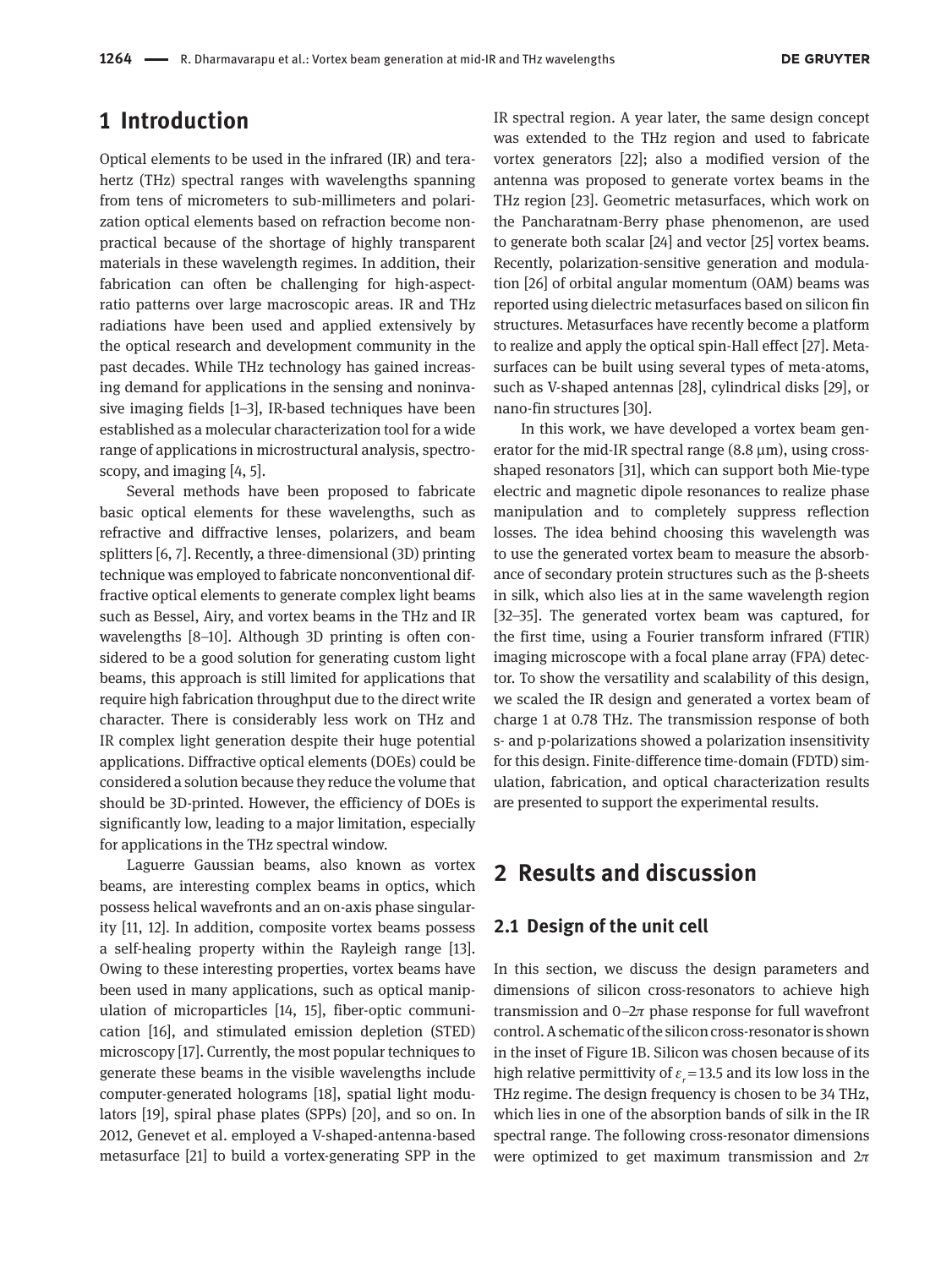## 1 Introduction

Optical elements to be used in the infrared (IR) and terahertz (THz) spectral ranges with wavelengths spanning from tens of micrometers to sub-millimeters and polarization optical elements based on refraction become nonpractical because of the shortage of highly transparent materials in these wavelength regimes. In addition, their fabrication can often be challenging for high-aspect-ratio patterns over large macroscopic areas. IR and THz radiations have been used and applied extensively by the optical research and development community in the past decades. While THz technology has gained increasing demand for applications in the sensing and noninvasive imaging fields [1–3], IR-based techniques have been established as a molecular characterization tool for a wide range of applications in microstructural analysis, spectroscopy, and imaging [4, 5].

Several methods have been proposed to fabricate basic optical elements for these wavelengths, such as refractive and diffractive lenses, polarizers, and beam splitters [6, 7]. Recently, a three-dimensional (3D) printing technique was employed to fabricate nonconventional diffractive optical elements to generate complex light beams such as Bessel, Airy, and vortex beams in the THz and IR wavelengths [8–10]. Although 3D printing is often considered to be a good solution for generating custom light beams, this approach is still limited for applications that require high fabrication throughput due to the direct write character. There is considerably less work on THz and IR complex light generation despite their huge potential applications. Diffractive optical elements (DOEs) could be considered a solution because they reduce the volume that should be 3D-printed. However, the efficiency of DOEs is significantly low, leading to a major limitation, especially for applications in the THz spectral window.

Laguerre Gaussian beams, also known as vortex beams, are interesting complex beams in optics, which possess helical wavefronts and an on-axis phase singularity [11, 12]. In addition, composite vortex beams possess a self-healing property within the Rayleigh range [13]. Owing to these interesting properties, vortex beams have been used in many applications, such as optical manipulation of microparticles [14, 15], fiber-optic communication [16], and stimulated emission depletion (STED) microscopy [17]. Currently, the most popular techniques to generate these beams in the visible wavelengths include computer-generated holograms [18], spatial light modulators [19], spiral phase plates (SPPs) [20], and so on. In 2012, Genevet et al. employed a V-shaped-antenna-based metasurface [21] to build a vortex-generating SPP in the IR spectral region. A year later, the same design concept was extended to the THz region and used to fabricate vortex generators [22]; also a modified version of the antenna was proposed to generate vortex beams in the THz region [23]. Geometric metasurfaces, which work on the Pancharatnam-Berry phase phenomenon, are used to generate both scalar [24] and vector [25] vortex beams. Recently, polarization-sensitive generation and modulation [26] of orbital angular momentum (OAM) beams was reported using dielectric metasurfaces based on silicon fin structures. Metasurfaces have recently become a platform to realize and apply the optical spin-Hall effect [27]. Metasurfaces can be built using several types of meta-atoms, such as V-shaped antennas [28], cylindrical disks [29], or nano-fin structures [30].

In this work, we have developed a vortex beam generator for the mid-IR spectral range (8.8 µm), using cross-shaped resonators [31], which can support both Mie-type electric and magnetic dipole resonances to realize phase manipulation and to completely suppress reflection losses. The idea behind choosing this wavelength was to use the generated vortex beam to measure the absorbance of secondary protein structures such as the β-sheets in silk, which also lies at in the same wavelength region [32–35]. The generated vortex beam was captured, for the first time, using a Fourier transform infrared (FTIR) imaging microscope with a focal plane array (FPA) detector. To show the versatility and scalability of this design, we scaled the IR design and generated a vortex beam of charge 1 at 0.78 THz. The transmission response of both s- and p-polarizations showed a polarization insensitivity for this design. Finite-difference time-domain (FDTD) simulation, fabrication, and optical characterization results are presented to support the experimental results.

## 2 Results and discussion

### 2.1 Design of the unit cell

In this section, we discuss the design parameters and dimensions of silicon cross-resonators to achieve high transmission and $0$–$2\pi$ phase response for full wavefront control. A schematic of the silicon cross-resonator is shown in the inset of Figure 1B. Silicon was chosen because of its high relative permittivity of $\varepsilon_r = 13.5$ and its low loss in the THz regime. The design frequency is chosen to be 34 THz, which lies in one of the absorption bands of silk in the IR spectral range. The following cross-resonator dimensions were optimized to get maximum transmission and $2\pi$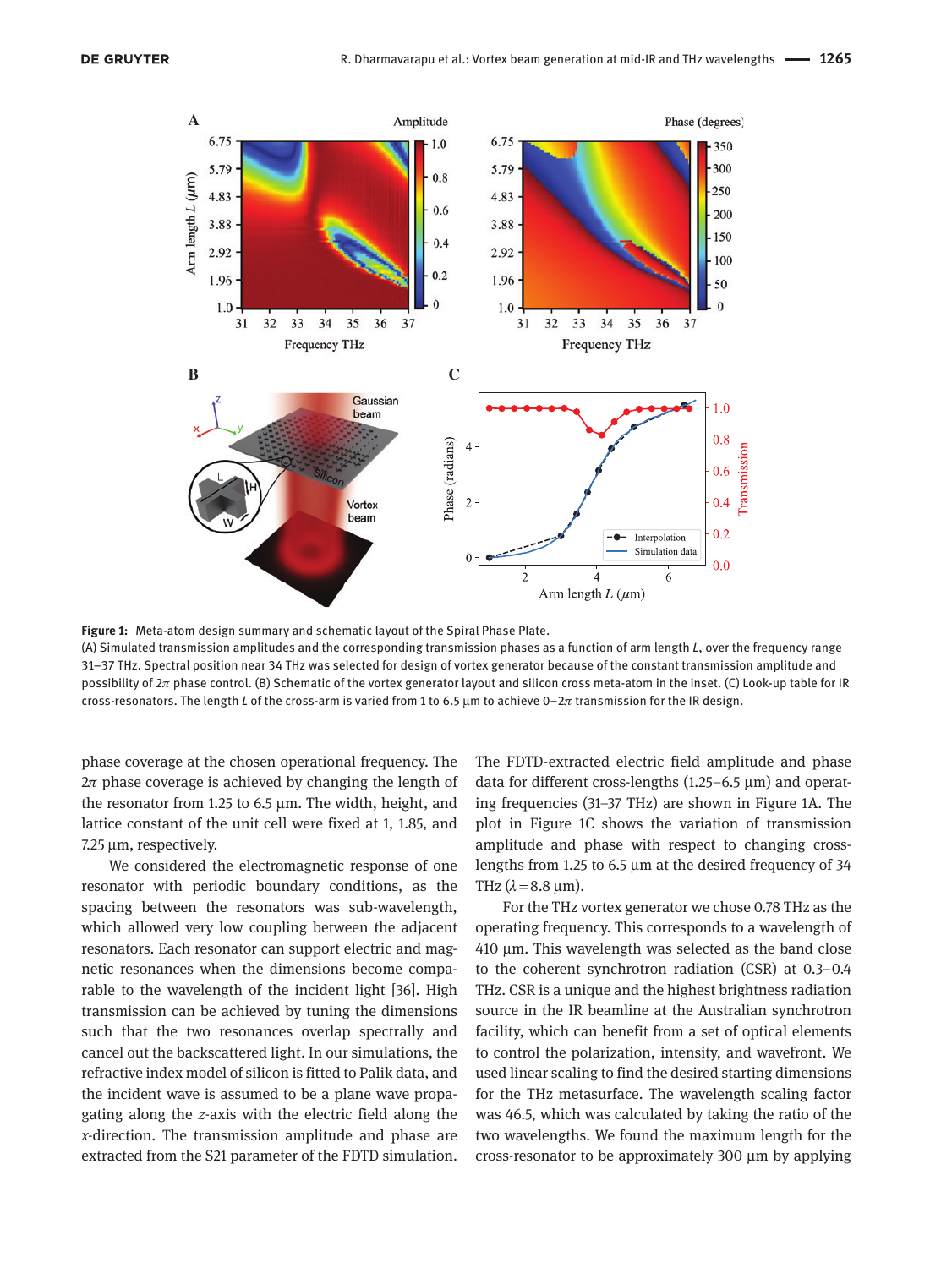**Figure 1:** Meta-atom design summary and schematic layout of the Spiral Phase Plate.
(A) Simulated transmission amplitudes and the corresponding transmission phases as a function of arm length $L$, over the frequency range 31–37 THz. Spectral position near 34 THz was selected for design of vortex generator because of the constant transmission amplitude and possibility of $2\pi$ phase control. (B) Schematic of the vortex generator layout and silicon cross meta-atom in the inset. (C) Look-up table for IR cross-resonators. The length $L$ of the cross-arm is varied from 1 to 6.5 μm to achieve 0–$2\pi$ transmission for the IR design.

phase coverage at the chosen operational frequency. The $2\pi$ phase coverage is achieved by changing the length of the resonator from 1.25 to 6.5 μm. The width, height, and lattice constant of the unit cell were fixed at 1, 1.85, and 7.25 μm, respectively.

We considered the electromagnetic response of one resonator with periodic boundary conditions, as the spacing between the resonators was sub-wavelength, which allowed very low coupling between the adjacent resonators. Each resonator can support electric and magnetic resonances when the dimensions become comparable to the wavelength of the incident light [36]. High transmission can be achieved by tuning the dimensions such that the two resonances overlap spectrally and cancel out the backscattered light. In our simulations, the refractive index model of silicon is fitted to Palik data, and the incident wave is assumed to be a plane wave propagating along the $z$-axis with the electric field along the $x$-direction. The transmission amplitude and phase are extracted from the S21 parameter of the FDTD simulation. The FDTD-extracted electric field amplitude and phase data for different cross-lengths (1.25–6.5 μm) and operating frequencies (31–37 THz) are shown in Figure 1A. The plot in Figure 1C shows the variation of transmission amplitude and phase with respect to changing cross-lengths from 1.25 to 6.5 μm at the desired frequency of 34 THz ($\lambda = 8.8$ μm).

For the THz vortex generator we chose 0.78 THz as the operating frequency. This corresponds to a wavelength of 410 μm. This wavelength was selected as the band close to the coherent synchrotron radiation (CSR) at 0.3–0.4 THz. CSR is a unique and the highest brightness radiation source in the IR beamline at the Australian synchrotron facility, which can benefit from a set of optical elements to control the polarization, intensity, and wavefront. We used linear scaling to find the desired starting dimensions for the THz metasurface. The wavelength scaling factor was 46.5, which was calculated by taking the ratio of the two wavelengths. We found the maximum length for the cross-resonator to be approximately 300 μm by applying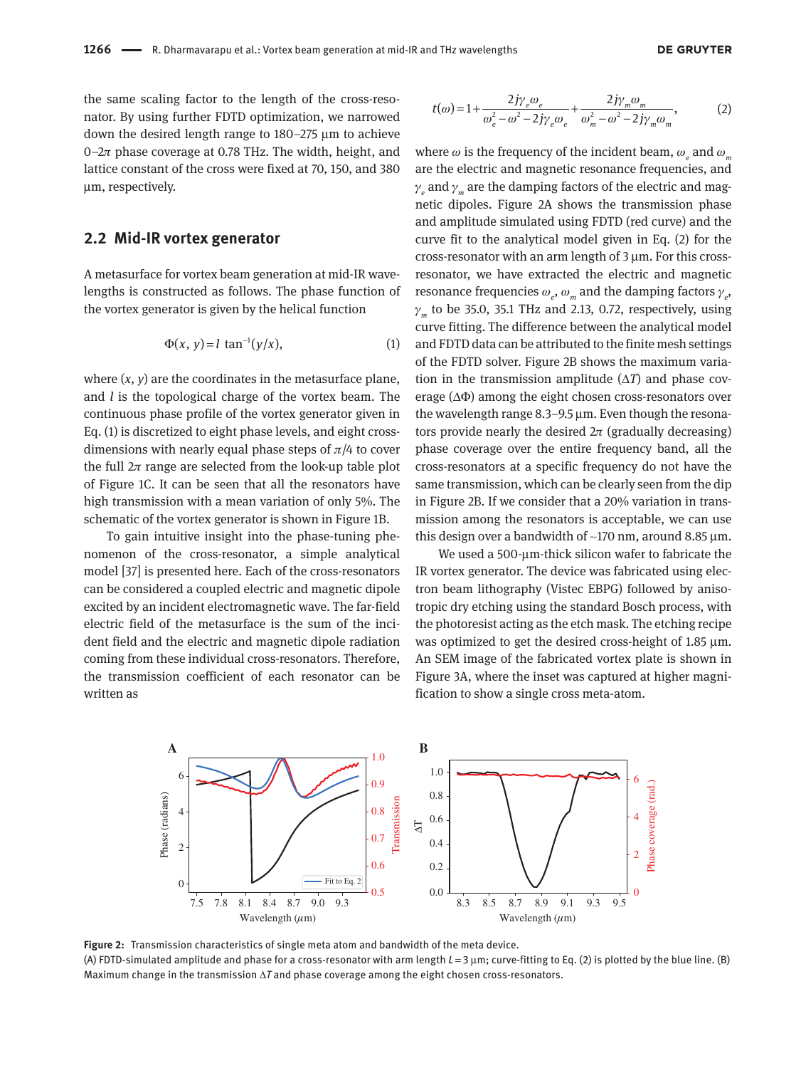the same scaling factor to the length of the cross-resonator. By using further FDTD optimization, we narrowed down the desired length range to 180–275 µm to achieve 0–2$\pi$ phase coverage at 0.78 THz. The width, height, and lattice constant of the cross were fixed at 70, 150, and 380 µm, respectively.

## 2.2 Mid-IR vortex generator

A metasurface for vortex beam generation at mid-IR wavelengths is constructed as follows. The phase function of the vortex generator is given by the helical function

$$\Phi(x, y) = l \tan^{-1}(y/x), \tag{1}$$

where $(x, y)$ are the coordinates in the metasurface plane, and $l$ is the topological charge of the vortex beam. The continuous phase profile of the vortex generator given in Eq. (1) is discretized to eight phase levels, and eight cross-dimensions with nearly equal phase steps of $\pi/4$ to cover the full $2\pi$ range are selected from the look-up table plot of Figure 1C. It can be seen that all the resonators have high transmission with a mean variation of only 5%. The schematic of the vortex generator is shown in Figure 1B.

To gain intuitive insight into the phase-tuning phenomenon of the cross-resonator, a simple analytical model [37] is presented here. Each of the cross-resonators can be considered a coupled electric and magnetic dipole excited by an incident electromagnetic wave. The far-field electric field of the metasurface is the sum of the incident field and the electric and magnetic dipole radiation coming from these individual cross-resonators. Therefore, the transmission coefficient of each resonator can be written as

$$t(\omega) = 1 + \frac{2j\gamma_e\omega_e}{\omega_e^2 - \omega^2 - 2j\gamma_e\omega_e} + \frac{2j\gamma_m\omega_m}{\omega_m^2 - \omega^2 - 2j\gamma_m\omega_m}, \tag{2}$$

where $\omega$ is the frequency of the incident beam, $\omega_e$ and $\omega_m$ are the electric and magnetic resonance frequencies, and $\gamma_e$ and $\gamma_m$ are the damping factors of the electric and magnetic dipoles. Figure 2A shows the transmission phase and amplitude simulated using FDTD (red curve) and the curve fit to the analytical model given in Eq. (2) for the cross-resonator with an arm length of 3 µm. For this cross-resonator, we have extracted the electric and magnetic resonance frequencies $\omega_e$, $\omega_m$ and the damping factors $\gamma_e$, $\gamma_m$ to be 35.0, 35.1 THz and 2.13, 0.72, respectively, using curve fitting. The difference between the analytical model and FDTD data can be attributed to the finite mesh settings of the FDTD solver. Figure 2B shows the maximum variation in the transmission amplitude ($\Delta T$) and phase coverage ($\Delta\Phi$) among the eight chosen cross-resonators over the wavelength range 8.3–9.5 µm. Even though the resonators provide nearly the desired $2\pi$ (gradually decreasing) phase coverage over the entire frequency band, all the cross-resonators at a specific frequency do not have the same transmission, which can be clearly seen from the dip in Figure 2B. If we consider that a 20% variation in transmission among the resonators is acceptable, we can use this design over a bandwidth of ~170 nm, around 8.85 µm.

We used a 500-µm-thick silicon wafer to fabricate the IR vortex generator. The device was fabricated using electron beam lithography (Vistec EBPG) followed by anisotropic dry etching using the standard Bosch process, with the photoresist acting as the etch mask. The etching recipe was optimized to get the desired cross-height of 1.85 µm. An SEM image of the fabricated vortex plate is shown in Figure 3A, where the inset was captured at higher magnification to show a single cross meta-atom.

**Figure 2:** Transmission characteristics of single meta atom and bandwidth of the meta device.
(A) FDTD-simulated amplitude and phase for a cross-resonator with arm length $L = 3$ µm; curve-fitting to Eq. (2) is plotted by the blue line. (B) Maximum change in the transmission $\Delta T$ and phase coverage among the eight chosen cross-resonators.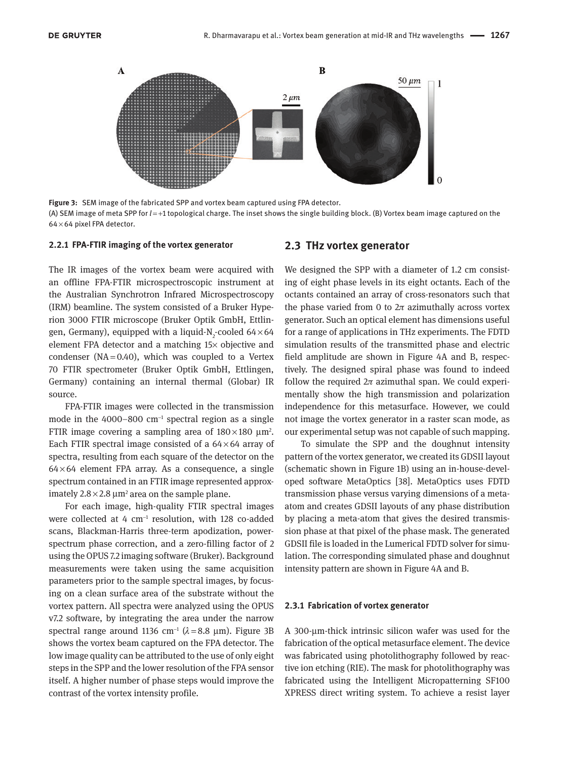Figure 3: SEM image of the fabricated SPP and vortex beam captured using FPA detector.
(A) SEM image of meta SPP for $l = +1$ topological charge. The inset shows the single building block. (B) Vortex beam image captured on the $64 \times 64$ pixel FPA detector.

#### 2.2.1 FPA-FTIR imaging of the vortex generator

The IR images of the vortex beam were acquired with an offline FPA-FTIR microspectroscopic instrument at the Australian Synchrotron Infrared Microspectroscopy (IRM) beamline. The system consisted of a Bruker Hyperion 3000 FTIR microscope (Bruker Optik GmbH, Ettlingen, Germany), equipped with a liquid-$N_2$-cooled $64 \times 64$ element FPA detector and a matching 15× objective and condenser (NA = 0.40), which was coupled to a Vertex 70 FTIR spectrometer (Bruker Optik GmbH, Ettlingen, Germany) containing an internal thermal (Globar) IR source.

FPA-FTIR images were collected in the transmission mode in the 4000–800 $cm^{-1}$ spectral region as a single FTIR image covering a sampling area of $180 \times 180$ $\mu m^2$. Each FTIR spectral image consisted of a $64 \times 64$ array of spectra, resulting from each square of the detector on the $64 \times 64$ element FPA array. As a consequence, a single spectrum contained in an FTIR image represented approximately $2.8 \times 2.8$ $\mu m^2$ area on the sample plane.

For each image, high-quality FTIR spectral images were collected at 4 $cm^{-1}$ resolution, with 128 co-added scans, Blackman-Harris three-term apodization, power-spectrum phase correction, and a zero-filling factor of 2 using the OPUS 7.2 imaging software (Bruker). Background measurements were taken using the same acquisition parameters prior to the sample spectral images, by focusing on a clean surface area of the substrate without the vortex pattern. All spectra were analyzed using the OPUS v7.2 software, by integrating the area under the narrow spectral range around 1136 $cm^{-1}$ ($\lambda = 8.8$ μm). Figure 3B shows the vortex beam captured on the FPA detector. The low image quality can be attributed to the use of only eight steps in the SPP and the lower resolution of the FPA sensor itself. A higher number of phase steps would improve the contrast of the vortex intensity profile.

## 2.3 THz vortex generator

We designed the SPP with a diameter of 1.2 cm consisting of eight phase levels in its eight octants. Each of the octants contained an array of cross-resonators such that the phase varied from 0 to $2\pi$ azimuthally across vortex generator. Such an optical element has dimensions useful for a range of applications in THz experiments. The FDTD simulation results of the transmitted phase and electric field amplitude are shown in Figure 4A and B, respectively. The designed spiral phase was found to indeed follow the required $2\pi$ azimuthal span. We could experimentally show the high transmission and polarization independence for this metasurface. However, we could not image the vortex generator in a raster scan mode, as our experimental setup was not capable of such mapping.

To simulate the SPP and the doughnut intensity pattern of the vortex generator, we created its GDSII layout (schematic shown in Figure 1B) using an in-house-developed software MetaOptics [38]. MetaOptics uses FDTD transmission phase versus varying dimensions of a meta-atom and creates GDSII layouts of any phase distribution by placing a meta-atom that gives the desired transmission phase at that pixel of the phase mask. The generated GDSII file is loaded in the Lumerical FDTD solver for simulation. The corresponding simulated phase and doughnut intensity pattern are shown in Figure 4A and B.

#### 2.3.1 Fabrication of vortex generator

A 300-μm-thick intrinsic silicon wafer was used for the fabrication of the optical metasurface element. The device was fabricated using photolithography followed by reactive ion etching (RIE). The mask for photolithography was fabricated using the Intelligent Micropatterning SF100 XPRESS direct writing system. To achieve a resist layer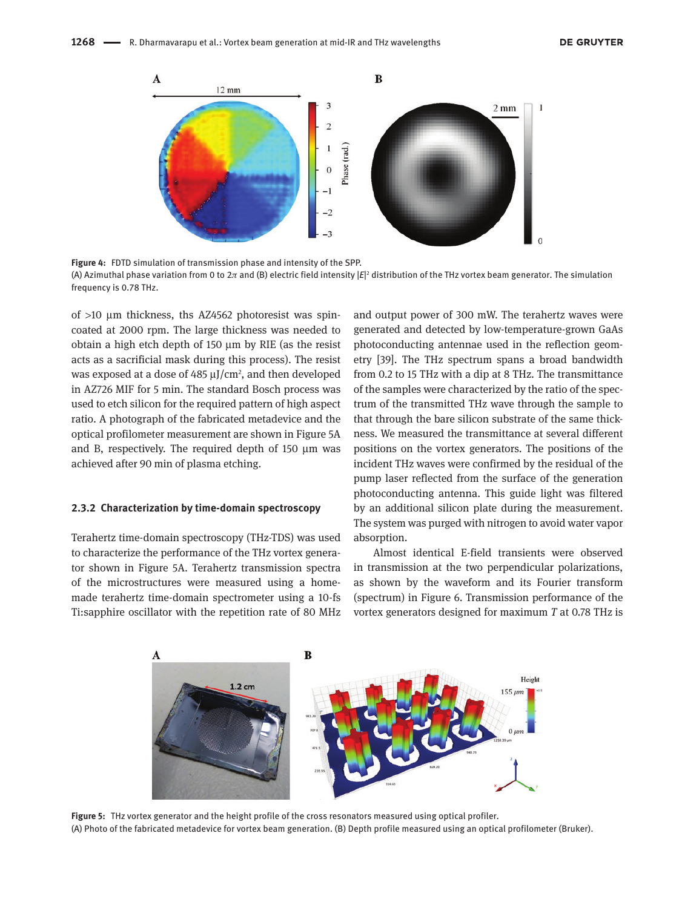Figure 4: FDTD simulation of transmission phase and intensity of the SPP.
(A) Azimuthal phase variation from 0 to $2\pi$ and (B) electric field intensity $|E|^2$ distribution of the THz vortex beam generator. The simulation frequency is 0.78 THz.

of >10 µm thickness, ths AZ4562 photoresist was spin-coated at 2000 rpm. The large thickness was needed to obtain a high etch depth of 150 µm by RIE (as the resist acts as a sacrificial mask during this process). The resist was exposed at a dose of 485 µJ/cm$^2$, and then developed in AZ726 MIF for 5 min. The standard Bosch process was used to etch silicon for the required pattern of high aspect ratio. A photograph of the fabricated metadevice and the optical profilometer measurement are shown in Figure 5A and B, respectively. The required depth of 150 µm was achieved after 90 min of plasma etching.

### 2.3.2 Characterization by time-domain spectroscopy

Terahertz time-domain spectroscopy (THz-TDS) was used to characterize the performance of the THz vortex generator shown in Figure 5A. Terahertz transmission spectra of the microstructures were measured using a home-made terahertz time-domain spectrometer using a 10-fs Ti:sapphire oscillator with the repetition rate of 80 MHz and output power of 300 mW. The terahertz waves were generated and detected by low-temperature-grown GaAs photoconducting antennae used in the reflection geometry [39]. The THz spectrum spans a broad bandwidth from 0.2 to 15 THz with a dip at 8 THz. The transmittance of the samples were characterized by the ratio of the spectrum of the transmitted THz wave through the sample to that through the bare silicon substrate of the same thickness. We measured the transmittance at several different positions on the vortex generators. The positions of the incident THz waves were confirmed by the residual of the pump laser reflected from the surface of the generation photoconducting antenna. This guide light was filtered by an additional silicon plate during the measurement. The system was purged with nitrogen to avoid water vapor absorption.

Almost identical E-field transients were observed in transmission at the two perpendicular polarizations, as shown by the waveform and its Fourier transform (spectrum) in Figure 6. Transmission performance of the vortex generators designed for maximum $T$ at 0.78 THz is

Figure 5: THz vortex generator and the height profile of the cross resonators measured using optical profiler.
(A) Photo of the fabricated metadevice for vortex beam generation. (B) Depth profile measured using an optical profilometer (Bruker).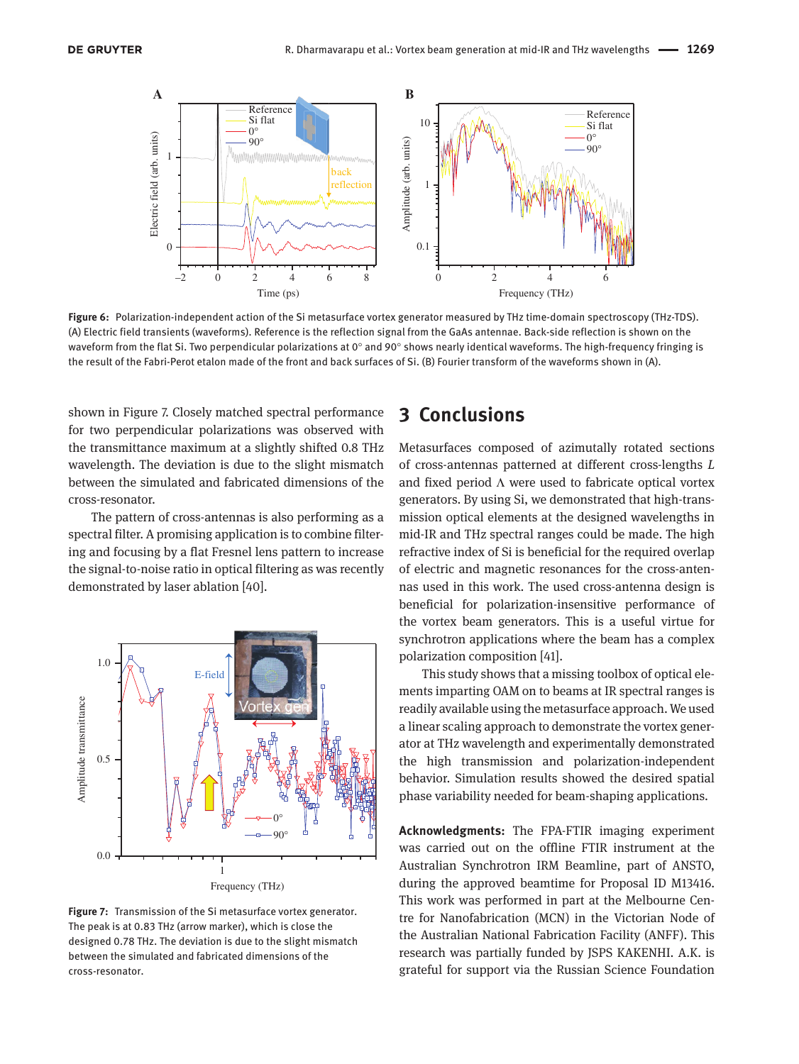**Figure 6:** Polarization-independent action of the Si metasurface vortex generator measured by THz time-domain spectroscopy (THz-TDS). (A) Electric field transients (waveforms). Reference is the reflection signal from the GaAs antennae. Back-side reflection is shown on the waveform from the flat Si. Two perpendicular polarizations at 0° and 90° shows nearly identical waveforms. The high-frequency fringing is the result of the Fabri-Perot etalon made of the front and back surfaces of Si. (B) Fourier transform of the waveforms shown in (A).

shown in Figure 7. Closely matched spectral performance for two perpendicular polarizations was observed with the transmittance maximum at a slightly shifted 0.8 THz wavelength. The deviation is due to the slight mismatch between the simulated and fabricated dimensions of the cross-resonator.

The pattern of cross-antennas is also performing as a spectral filter. A promising application is to combine filtering and focusing by a flat Fresnel lens pattern to increase the signal-to-noise ratio in optical filtering as was recently demonstrated by laser ablation [40].

**Figure 7:** Transmission of the Si metasurface vortex generator. The peak is at 0.83 THz (arrow marker), which is close the designed 0.78 THz. The deviation is due to the slight mismatch between the simulated and fabricated dimensions of the cross-resonator.

## 3 Conclusions

Metasurfaces composed of azimutally rotated sections of cross-antennas patterned at different cross-lengths $L$ and fixed period $\Lambda$ were used to fabricate optical vortex generators. By using Si, we demonstrated that high-transmission optical elements at the designed wavelengths in mid-IR and THz spectral ranges could be made. The high refractive index of Si is beneficial for the required overlap of electric and magnetic resonances for the cross-antennas used in this work. The used cross-antenna design is beneficial for polarization-insensitive performance of the vortex beam generators. This is a useful virtue for synchrotron applications where the beam has a complex polarization composition [41].

This study shows that a missing toolbox of optical elements imparting OAM on to beams at IR spectral ranges is readily available using the metasurface approach. We used a linear scaling approach to demonstrate the vortex generator at THz wavelength and experimentally demonstrated the high transmission and polarization-independent behavior. Simulation results showed the desired spatial phase variability needed for beam-shaping applications.

**Acknowledgments:** The FPA-FTIR imaging experiment was carried out on the offline FTIR instrument at the Australian Synchrotron IRM Beamline, part of ANSTO, during the approved beamtime for Proposal ID M13416. This work was performed in part at the Melbourne Centre for Nanofabrication (MCN) in the Victorian Node of the Australian National Fabrication Facility (ANFF). This research was partially funded by JSPS KAKENHI. A.K. is grateful for support via the Russian Science Foundation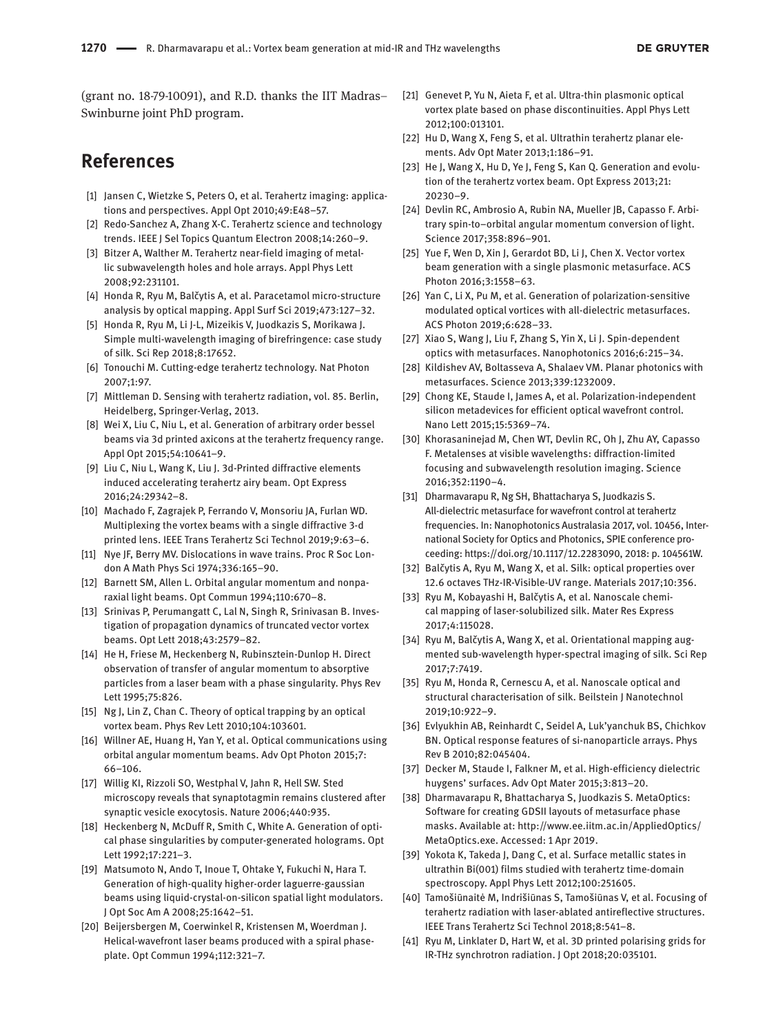(grant no. 18-79-10091), and R.D. thanks the IIT Madras–Swinburne joint PhD program.

## References

[1] Jansen C, Wietzke S, Peters O, et al. Terahertz imaging: applications and perspectives. Appl Opt 2010;49:E48–57.

[2] Redo-Sanchez A, Zhang X-C. Terahertz science and technology trends. IEEE J Sel Topics Quantum Electron 2008;14:260–9.

[3] Bitzer A, Walther M. Terahertz near-field imaging of metallic subwavelength holes and hole arrays. Appl Phys Lett 2008;92:231101.

[4] Honda R, Ryu M, Balčytis A, et al. Paracetamol micro-structure analysis by optical mapping. Appl Surf Sci 2019;473:127–32.

[5] Honda R, Ryu M, Li J-L, Mizeikis V, Juodkazis S, Morikawa J. Simple multi-wavelength imaging of birefringence: case study of silk. Sci Rep 2018;8:17652.

[6] Tonouchi M. Cutting-edge terahertz technology. Nat Photon 2007;1:97.

[7] Mittleman D. Sensing with terahertz radiation, vol. 85. Berlin, Heidelberg, Springer-Verlag, 2013.

[8] Wei X, Liu C, Niu L, et al. Generation of arbitrary order bessel beams via 3d printed axicons at the terahertz frequency range. Appl Opt 2015;54:10641–9.

[9] Liu C, Niu L, Wang K, Liu J. 3d-Printed diffractive elements induced accelerating terahertz airy beam. Opt Express 2016;24:29342–8.

[10] Machado F, Zagrajek P, Ferrando V, Monsoriu JA, Furlan WD. Multiplexing the vortex beams with a single diffractive 3-d printed lens. IEEE Trans Terahertz Sci Technol 2019;9:63–6.

[11] Nye JF, Berry MV. Dislocations in wave trains. Proc R Soc London A Math Phys Sci 1974;336:165–90.

[12] Barnett SM, Allen L. Orbital angular momentum and nonparaxial light beams. Opt Commun 1994;110:670–8.

[13] Srinivas P, Perumangatt C, Lal N, Singh R, Srinivasan B. Investigation of propagation dynamics of truncated vector vortex beams. Opt Lett 2018;43:2579–82.

[14] He H, Friese M, Heckenberg N, Rubinsztein-Dunlop H. Direct observation of transfer of angular momentum to absorptive particles from a laser beam with a phase singularity. Phys Rev Lett 1995;75:826.

[15] Ng J, Lin Z, Chan C. Theory of optical trapping by an optical vortex beam. Phys Rev Lett 2010;104:103601.

[16] Willner AE, Huang H, Yan Y, et al. Optical communications using orbital angular momentum beams. Adv Opt Photon 2015;7:66–106.

[17] Willig KI, Rizzoli SO, Westphal V, Jahn R, Hell SW. Sted microscopy reveals that synaptotagmin remains clustered after synaptic vesicle exocytosis. Nature 2006;440:935.

[18] Heckenberg N, McDuff R, Smith C, White A. Generation of optical phase singularities by computer-generated holograms. Opt Lett 1992;17:221–3.

[19] Matsumoto N, Ando T, Inoue T, Ohtake Y, Fukuchi N, Hara T. Generation of high-quality higher-order laguerre-gaussian beams using liquid-crystal-on-silicon spatial light modulators. J Opt Soc Am A 2008;25:1642–51.

[20] Beijersbergen M, Coerwinkel R, Kristensen M, Woerdman J. Helical-wavefront laser beams produced with a spiral phase-plate. Opt Commun 1994;112:321–7.

[21] Genevet P, Yu N, Aieta F, et al. Ultra-thin plasmonic optical vortex plate based on phase discontinuities. Appl Phys Lett 2012;100:013101.

[22] Hu D, Wang X, Feng S, et al. Ultrathin terahertz planar elements. Adv Opt Mater 2013;1:186–91.

[23] He J, Wang X, Hu D, Ye J, Feng S, Kan Q. Generation and evolution of the terahertz vortex beam. Opt Express 2013;21:20230–9.

[24] Devlin RC, Ambrosio A, Rubin NA, Mueller JB, Capasso F. Arbitrary spin-to–orbital angular momentum conversion of light. Science 2017;358:896–901.

[25] Yue F, Wen D, Xin J, Gerardot BD, Li J, Chen X. Vector vortex beam generation with a single plasmonic metasurface. ACS Photon 2016;3:1558–63.

[26] Yan C, Li X, Pu M, et al. Generation of polarization-sensitive modulated optical vortices with all-dielectric metasurfaces. ACS Photon 2019;6:628–33.

[27] Xiao S, Wang J, Liu F, Zhang S, Yin X, Li J. Spin-dependent optics with metasurfaces. Nanophotonics 2016;6:215–34.

[28] Kildishev AV, Boltasseva A, Shalaev VM. Planar photonics with metasurfaces. Science 2013;339:1232009.

[29] Chong KE, Staude I, James A, et al. Polarization-independent silicon metadevices for efficient optical wavefront control. Nano Lett 2015;15:5369–74.

[30] Khorasaninejad M, Chen WT, Devlin RC, Oh J, Zhu AY, Capasso F. Metalenses at visible wavelengths: diffraction-limited focusing and subwavelength resolution imaging. Science 2016;352:1190–4.

[31] Dharmavarapu R, Ng SH, Bhattacharya S, Juodkazis S. All-dielectric metasurface for wavefront control at terahertz frequencies. In: Nanophotonics Australasia 2017, vol. 10456, International Society for Optics and Photonics, SPIE conference proceeding: https://doi.org/10.1117/12.2283090, 2018: p. 104561W.

[32] Balčytis A, Ryu M, Wang X, et al. Silk: optical properties over 12.6 octaves THz-IR-Visible-UV range. Materials 2017;10:356.

[33] Ryu M, Kobayashi H, Balčytis A, et al. Nanoscale chemical mapping of laser-solubilized silk. Mater Res Express 2017;4:115028.

[34] Ryu M, Balčytis A, Wang X, et al. Orientational mapping augmented sub-wavelength hyper-spectral imaging of silk. Sci Rep 2017;7:7419.

[35] Ryu M, Honda R, Cernescu A, et al. Nanoscale optical and structural characterisation of silk. Beilstein J Nanotechnol 2019;10:922–9.

[36] Evlyukhin AB, Reinhardt C, Seidel A, Luk'yanchuk BS, Chichkov BN. Optical response features of si-nanoparticle arrays. Phys Rev B 2010;82:045404.

[37] Decker M, Staude I, Falkner M, et al. High-efficiency dielectric huygens' surfaces. Adv Opt Mater 2015;3:813–20.

[38] Dharmavarapu R, Bhattacharya S, Juodkazis S. MetaOptics: Software for creating GDSII layouts of metasurface phase masks. Available at: http://www.ee.iitm.ac.in/AppliedOptics/MetaOptics.exe. Accessed: 1 Apr 2019.

[39] Yokota K, Takeda J, Dang C, et al. Surface metallic states in ultrathin Bi(001) films studied with terahertz time-domain spectroscopy. Appl Phys Lett 2012;100:251605.

[40] Tamošiūnaitė M, Indrišiūnas S, Tamošiūnas V, et al. Focusing of terahertz radiation with laser-ablated antireflective structures. IEEE Trans Terahertz Sci Technol 2018;8:541–8.

[41] Ryu M, Linklater D, Hart W, et al. 3D printed polarising grids for IR-THz synchrotron radiation. J Opt 2018;20:035101.